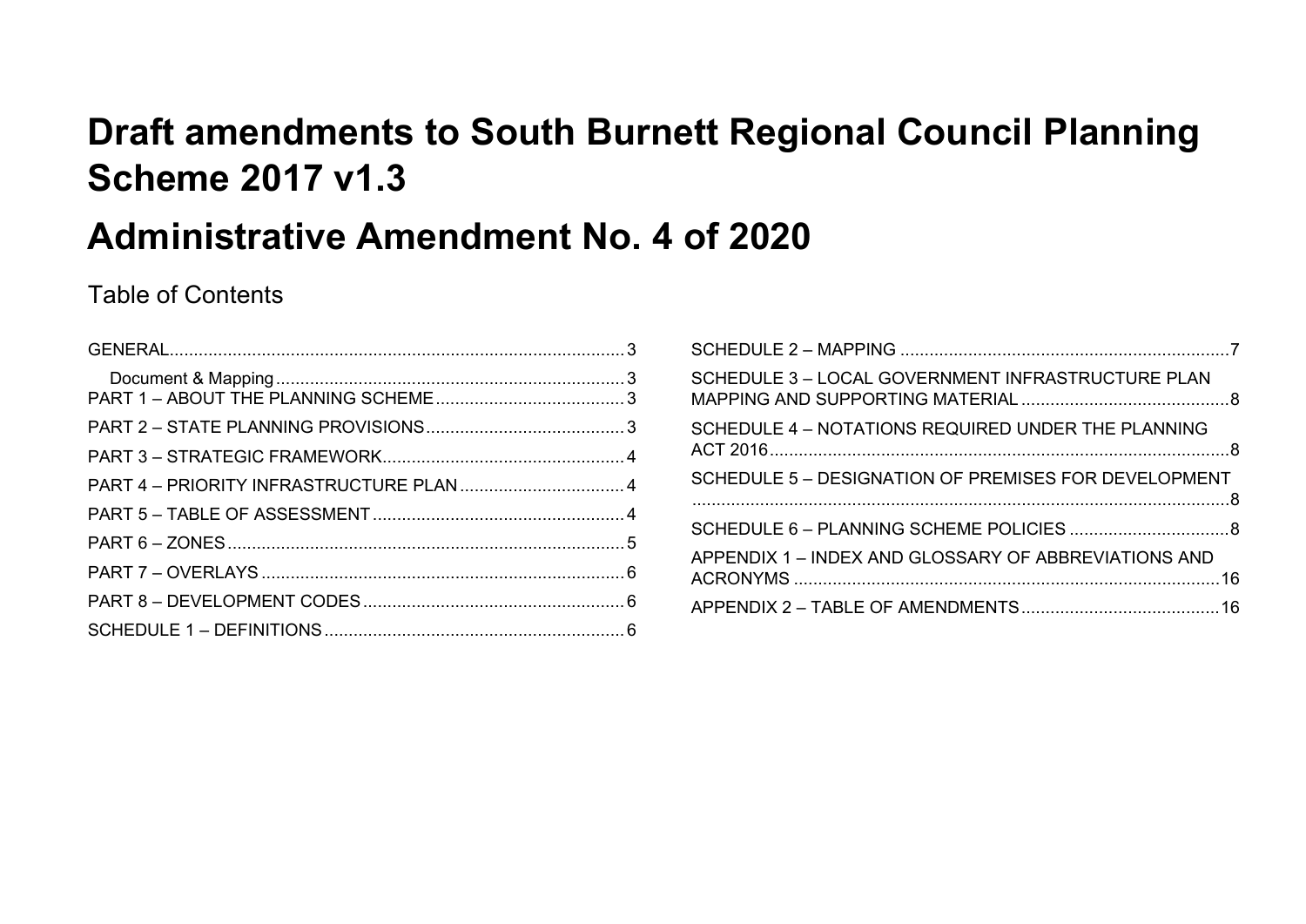# Draft amendments to South Burnett Regional Council Planning Scheme 2017 v1.3

# Administrative Amendment No. 4 of 2020

## Table of Contents

GENERAL .......... 3

- Document & Mapping .......... 3

PART 1 – ABOUT THE PLANNING SCHEME .......... 3

PART 2 – STATE PLANNING PROVISIONS .......... 3

PART 3 – STRATEGIC FRAMEWORK .......... 4

PART 4 – PRIORITY INFRASTRUCTURE PLAN .......... 4

PART 5 – TABLE OF ASSESSMENT .......... 4

PART 6 – ZONES .......... 5

PART 7 – OVERLAYS .......... 6

PART 8 – DEVELOPMENT CODES .......... 6

SCHEDULE 1 – DEFINITIONS .......... 6

SCHEDULE 2 – MAPPING .......... 7

SCHEDULE 3 – LOCAL GOVERNMENT INFRASTRUCTURE PLAN MAPPING AND SUPPORTING MATERIAL .......... 8

SCHEDULE 4 – NOTATIONS REQUIRED UNDER THE PLANNING ACT 2016 .......... 8

SCHEDULE 5 – DESIGNATION OF PREMISES FOR DEVELOPMENT .......... 8

SCHEDULE 6 – PLANNING SCHEME POLICIES .......... 8

APPENDIX 1 – INDEX AND GLOSSARY OF ABBREVIATIONS AND ACRONYMS .......... 16

APPENDIX 2 – TABLE OF AMENDMENTS .......... 16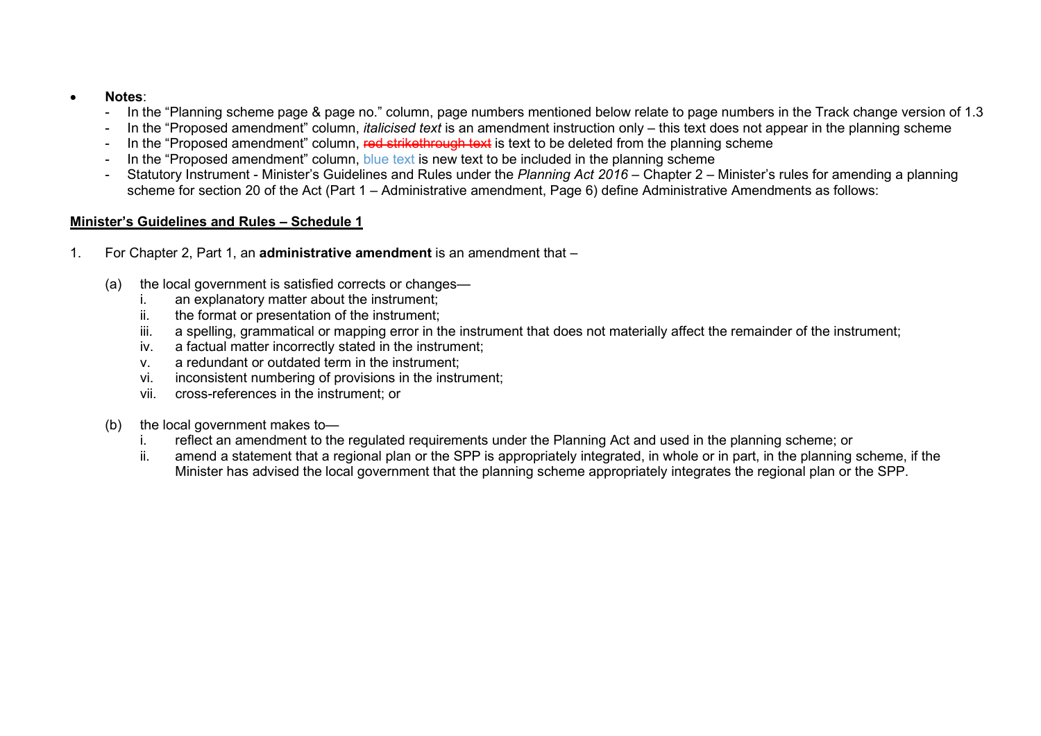- **Notes**:
  - In the “Planning scheme page & page no.” column, page numbers mentioned below relate to page numbers in the Track change version of 1.3
  - In the “Proposed amendment” column, *italicised text* is an amendment instruction only – this text does not appear in the planning scheme
  - In the “Proposed amendment” column, ~~red strikethrough text~~ is text to be deleted from the planning scheme
  - In the “Proposed amendment” column, blue text is new text to be included in the planning scheme
  - Statutory Instrument - Minister’s Guidelines and Rules under the *Planning Act 2016* – Chapter 2 – Minister’s rules for amending a planning scheme for section 20 of the Act (Part 1 – Administrative amendment, Page 6) define Administrative Amendments as follows:

**Minister’s Guidelines and Rules – Schedule 1**

1. For Chapter 2, Part 1, an **administrative amendment** is an amendment that –

   (a) the local government is satisfied corrects or changes—
      i. an explanatory matter about the instrument;
      ii. the format or presentation of the instrument;
      iii. a spelling, grammatical or mapping error in the instrument that does not materially affect the remainder of the instrument;
      iv. a factual matter incorrectly stated in the instrument;
      v. a redundant or outdated term in the instrument;
      vi. inconsistent numbering of provisions in the instrument;
      vii. cross-references in the instrument; or

   (b) the local government makes to—
      i. reflect an amendment to the regulated requirements under the Planning Act and used in the planning scheme; or
      ii. amend a statement that a regional plan or the SPP is appropriately integrated, in whole or in part, in the planning scheme, if the Minister has advised the local government that the planning scheme appropriately integrates the regional plan or the SPP.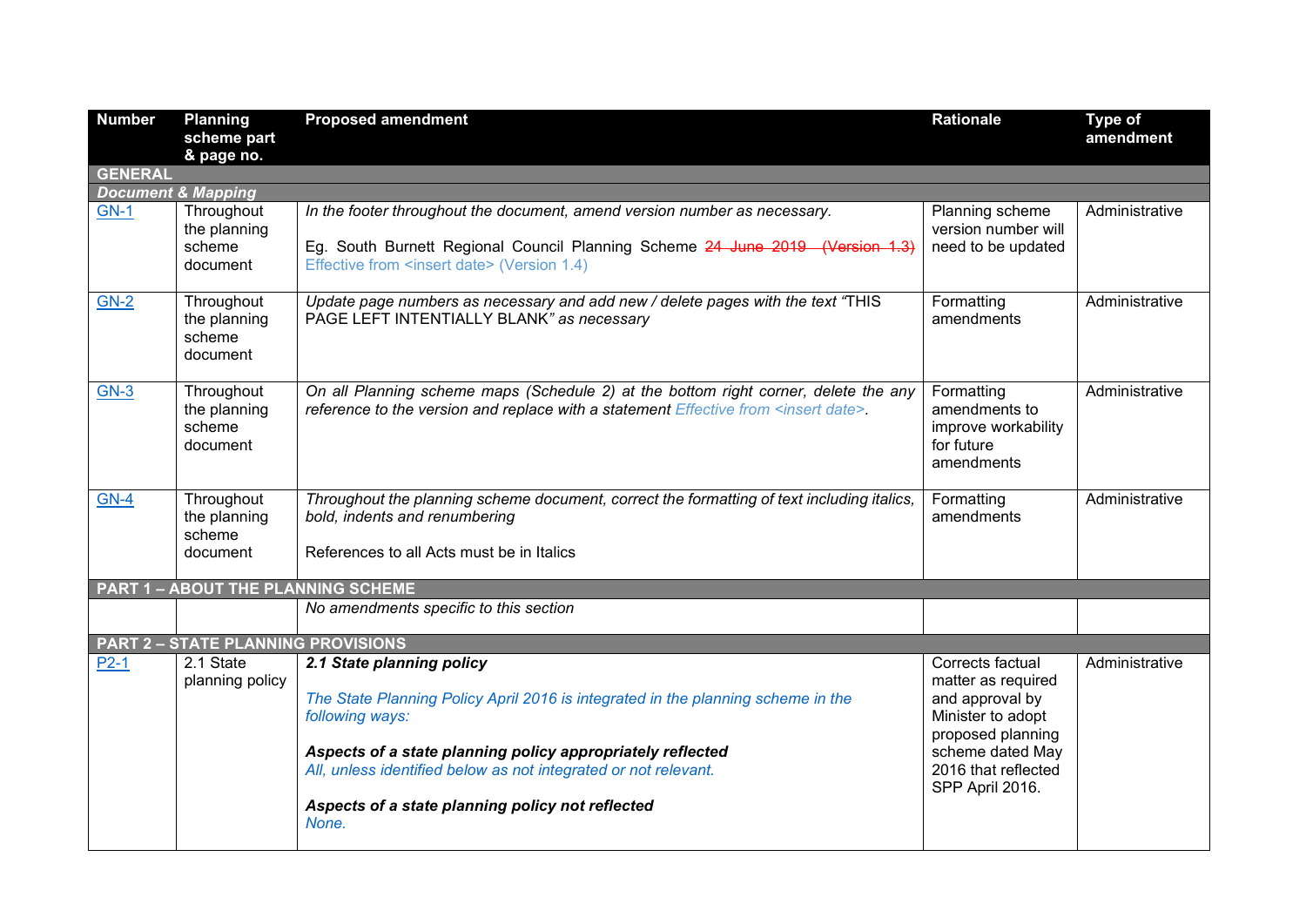| Number | Planning scheme part & page no. | Proposed amendment | Rationale | Type of amendment |
|---|---|---|---|---|
| **GENERAL** | | | | |
| ***Document & Mapping*** | | | | |
| GN-1 | Throughout the planning scheme document | *In the footer throughout the document, amend version number as necessary.* <br><br> Eg. South Burnett Regional Council Planning Scheme ~~24 June 2019 (Version 1.3)~~ Effective from <insert date> (Version 1.4) | Planning scheme version number will need to be updated | Administrative |
| GN-2 | Throughout the planning scheme document | *Update page numbers as necessary and add new / delete pages with the text "*THIS PAGE LEFT INTENTIALLY BLANK*" as necessary* | Formatting amendments | Administrative |
| GN-3 | Throughout the planning scheme document | *On all Planning scheme maps (Schedule 2) at the bottom right corner, delete the any reference to the version and replace with a statement* Effective from <insert date>. | Formatting amendments to improve workability for future amendments | Administrative |
| GN-4 | Throughout the planning scheme document | *Throughout the planning scheme document, correct the formatting of text including italics, bold, indents and renumbering* <br><br> References to all Acts must be in Italics | Formatting amendments | Administrative |
| **PART 1 – ABOUT THE PLANNING SCHEME** | | | | |
| | | *No amendments specific to this section* | | |
| **PART 2 – STATE PLANNING PROVISIONS** | | | | |
| P2-1 | 2.1 State planning policy | ***2.1 State planning policy*** <br><br> *The State Planning Policy April 2016 is integrated in the planning scheme in the following ways:* <br><br> ***Aspects of a state planning policy appropriately reflected*** <br> *All, unless identified below as not integrated or not relevant.* <br><br> ***Aspects of a state planning policy not reflected*** <br> *None.* | Corrects factual matter as required and approval by Minister to adopt proposed planning scheme dated May 2016 that reflected SPP April 2016. | Administrative |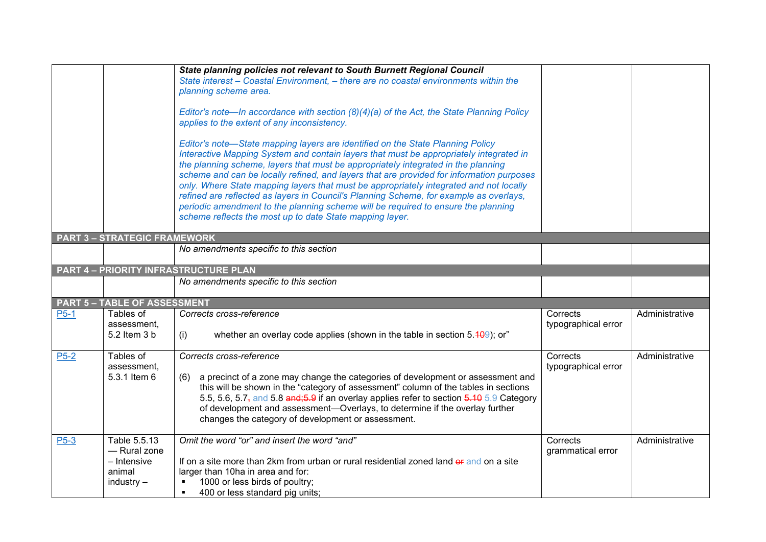| | | | | |
|---|---|---|---|---|
| | | ***State planning policies not relevant to South Burnett Regional Council*** *State interest – Coastal Environment, – there are no coastal environments within the planning scheme area.* *Editor's note—In accordance with section (8)(4)(a) of the Act, the State Planning Policy applies to the extent of any inconsistency.* *Editor's note—State mapping layers are identified on the State Planning Policy Interactive Mapping System and contain layers that must be appropriately integrated in the planning scheme, layers that must be appropriately integrated in the planning scheme and can be locally refined, and layers that are provided for information purposes only. Where State mapping layers that must be appropriately integrated and not locally refined are reflected as layers in Council's Planning Scheme, for example as overlays, periodic amendment to the planning scheme will be required to ensure the planning scheme reflects the most up to date State mapping layer.* | | |
| **PART 3 – STRATEGIC FRAMEWORK** | | | | |
| | | *No amendments specific to this section* | | |
| **PART 4 – PRIORITY INFRASTRUCTURE PLAN** | | | | |
| | | *No amendments specific to this section* | | |
| **PART 5 – TABLE OF ASSESSMENT** | | | | |
| P5-1 | Tables of assessment, 5.2 Item 3 b | *Corrects cross-reference* (i) whether an overlay code applies (shown in the table in section 5.~~10~~9); or" | Corrects typographical error | Administrative |
| P5-2 | Tables of assessment, 5.3.1 Item 6 | *Corrects cross-reference* (6) a precinct of a zone may change the categories of development or assessment and this will be shown in the "category of assessment" column of the tables in sections 5.5, 5.6, 5.7~~,~~ and 5.8 ~~and;5.9~~ if an overlay applies refer to section ~~5.10~~ 5.9 Category of development and assessment—Overlays, to determine if the overlay further changes the category of development or assessment. | Corrects typographical error | Administrative |
| P5-3 | Table 5.5.13 — Rural zone – Intensive animal industry – | *Omit the word "or" and insert the word "and"* If on a site more than 2km from urban or rural residential zoned land ~~or~~ and on a site larger than 10ha in area and for: ▪ 1000 or less birds of poultry; ▪ 400 or less standard pig units; | Corrects grammatical error | Administrative |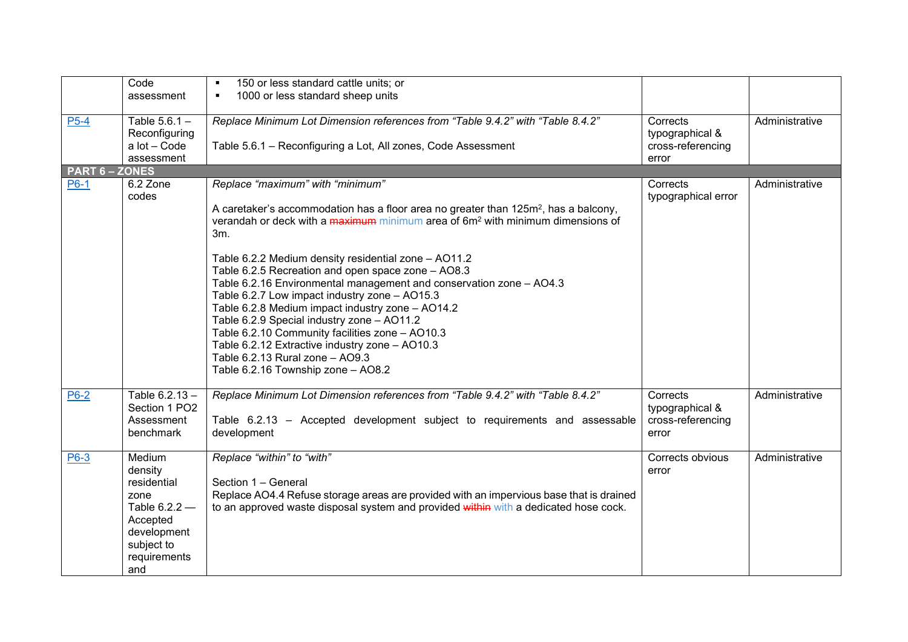| | | | | |
|---|---|---|---|---|
| | Code assessment | ▪ 150 or less standard cattle units; or<br>▪ 1000 or less standard sheep units | | |
| P5-4 | Table 5.6.1 – Reconfiguring a lot – Code assessment | *Replace Minimum Lot Dimension references from "Table 9.4.2" with "Table 8.4.2"*<br><br>Table 5.6.1 – Reconfiguring a Lot, All zones, Code Assessment | Corrects typographical & cross-referencing error | Administrative |
| **PART 6 – ZONES** | | | | |
| P6-1 | 6.2 Zone codes | *Replace "maximum" with "minimum"*<br><br>A caretaker's accommodation has a floor area no greater than 125m$^2$, has a balcony, verandah or deck with a ~~maximum~~ minimum area of 6m$^2$ with minimum dimensions of 3m.<br><br>Table 6.2.2 Medium density residential zone – AO11.2<br>Table 6.2.5 Recreation and open space zone – AO8.3<br>Table 6.2.16 Environmental management and conservation zone – AO4.3<br>Table 6.2.7 Low impact industry zone – AO15.3<br>Table 6.2.8 Medium impact industry zone – AO14.2<br>Table 6.2.9 Special industry zone – AO11.2<br>Table 6.2.10 Community facilities zone – AO10.3<br>Table 6.2.12 Extractive industry zone – AO10.3<br>Table 6.2.13 Rural zone – AO9.3<br>Table 6.2.16 Township zone – AO8.2 | Corrects typographical error | Administrative |
| P6-2 | Table 6.2.13 – Section 1 PO2 Assessment benchmark | *Replace Minimum Lot Dimension references from "Table 9.4.2" with "Table 8.4.2"*<br><br>Table 6.2.13 – Accepted development subject to requirements and assessable development | Corrects typographical & cross-referencing error | Administrative |
| P6-3 | Medium density residential zone Table 6.2.2 — Accepted development subject to requirements and | *Replace "within" to "with"*<br><br>Section 1 – General<br>Replace AO4.4 Refuse storage areas are provided with an impervious base that is drained to an approved waste disposal system and provided ~~within~~ with a dedicated hose cock. | Corrects obvious error | Administrative |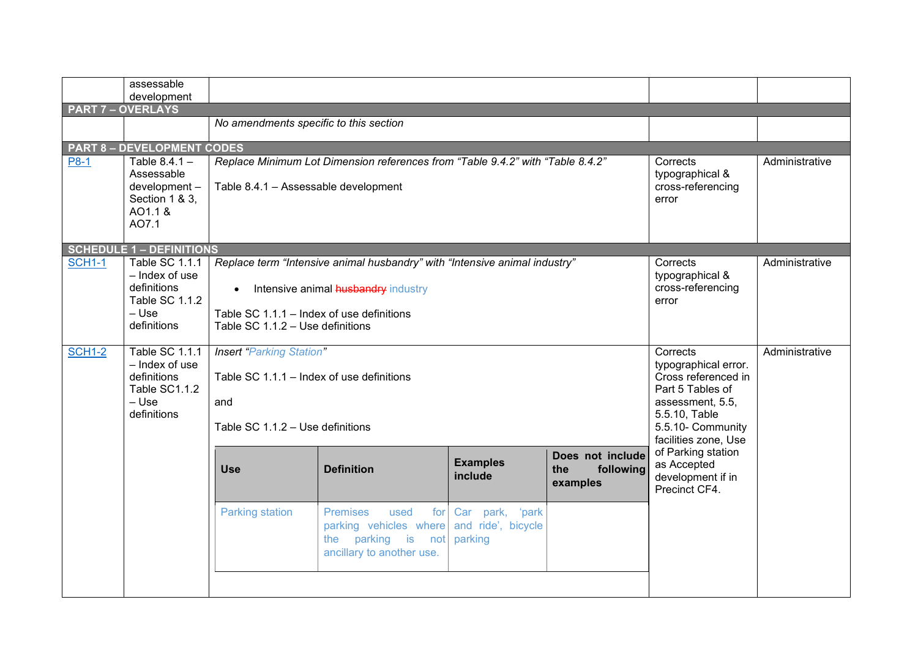| | | | | |
|---|---|---|---|---|
| | assessable development | | | |
| **PART 7 – OVERLAYS** | | | | |
| | | *No amendments specific to this section* | | |
| **PART 8 – DEVELOPMENT CODES** | | | | |
| P8-1 | Table 8.4.1 – Assessable development – Section 1 & 3, AO1.1 & AO7.1 | *Replace Minimum Lot Dimension references from "Table 9.4.2" with "Table 8.4.2"*<br><br>Table 8.4.1 – Assessable development | Corrects typographical & cross-referencing error | Administrative |
| **SCHEDULE 1 – DEFINITIONS** | | | | |
| SCH1-1 | Table SC 1.1.1 – Index of use definitions Table SC 1.1.2 – Use definitions | *Replace term "Intensive animal husbandry" with "Intensive animal industry"*<br><br>• Intensive animal ~~husbandry~~ industry<br><br>Table SC 1.1.1 – Index of use definitions<br>Table SC 1.1.2 – Use definitions | Corrects typographical & cross-referencing error | Administrative |
| SCH1-2 | Table SC 1.1.1 – Index of use definitions Table SC1.1.2 – Use definitions | *Insert "Parking Station"*<br><br>Table SC 1.1.1 – Index of use definitions<br><br>and<br><br>Table SC 1.1.2 – Use definitions<br><br>**Use**: Parking station<br>**Definition**: Premises used for parking vehicles where the parking is not ancillary to another use.<br>**Examples include**: Car park, 'park and ride', bicycle parking<br>**Does not include the following examples**: | Corrects typographical error. Cross referenced in Part 5 Tables of assessment, 5.5, 5.5.10, Table 5.5.10- Community facilities zone, Use of Parking station as Accepted development if in Precinct CF4. | Administrative |

| Use | Definition | Examples include | Does not include the following examples |
|---|---|---|---|
| Parking station | Premises used for parking vehicles where the parking is not ancillary to another use. | Car park, 'park and ride', bicycle parking | |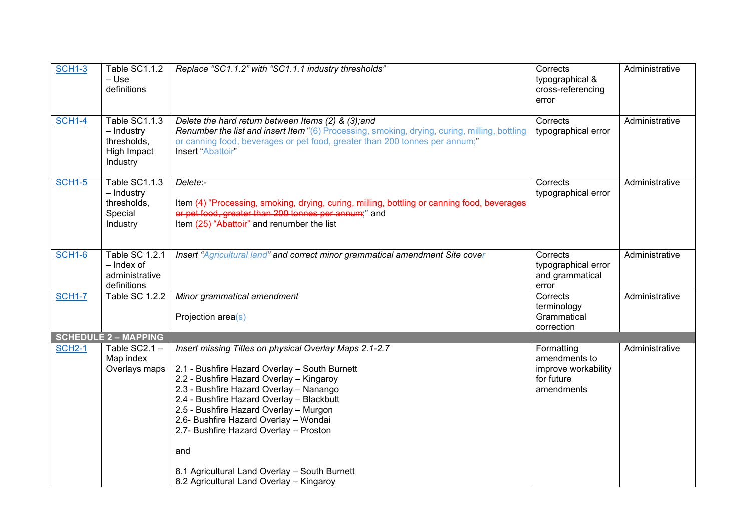| [SCH1-3]() | Table SC1.1.2 – Use definitions | *Replace "SC1.1.2" with "SC1.1.1 industry thresholds"* | Corrects typographical & cross-referencing error | Administrative |
|---|---|---|---|---|
| [SCH1-4]() | Table SC1.1.3 – Industry thresholds, High Impact Industry | *Delete the hard return between Items (2) & (3);and*<br>*Renumber the list and insert Item* "(6) Processing, smoking, drying, curing, milling, bottling or canning food, beverages or pet food, greater than 200 tonnes per annum;"<br>Insert "Abattoir" | Corrects typographical error | Administrative |
| [SCH1-5]() | Table SC1.1.3 – Industry thresholds, Special Industry | *Delete*:-<br><br>Item ~~(4) "Processing, smoking, drying, curing, milling, bottling or canning food, beverages or pet food, greater than 200 tonnes per annum~~;" and<br>Item ~~(25) "Abattoir"~~ and renumber the list | Corrects typographical error | Administrative |
| [SCH1-6]() | Table SC 1.2.1 – Index of administrative definitions | *Insert "Agricultural land" and correct minor grammatical amendment Site cover* | Corrects typographical error and grammatical error | Administrative |
| [SCH1-7]() | Table SC 1.2.2 | *Minor grammatical amendment*<br><br>Projection area(s) | Corrects terminology Grammatical correction | Administrative |
| **SCHEDULE 2 – MAPPING** | | | | |
| [SCH2-1]() | Table SC2.1 – Map index Overlays maps | *Insert missing Titles on physical Overlay Maps 2.1-2.7*<br><br>2.1 - Bushfire Hazard Overlay – South Burnett<br>2.2 - Bushfire Hazard Overlay – Kingaroy<br>2.3 - Bushfire Hazard Overlay – Nanango<br>2.4 - Bushfire Hazard Overlay – Blackbutt<br>2.5 - Bushfire Hazard Overlay – Murgon<br>2.6- Bushfire Hazard Overlay – Wondai<br>2.7- Bushfire Hazard Overlay – Proston<br><br>and<br><br>8.1 Agricultural Land Overlay – South Burnett<br>8.2 Agricultural Land Overlay – Kingaroy | Formatting amendments to improve workability for future amendments | Administrative |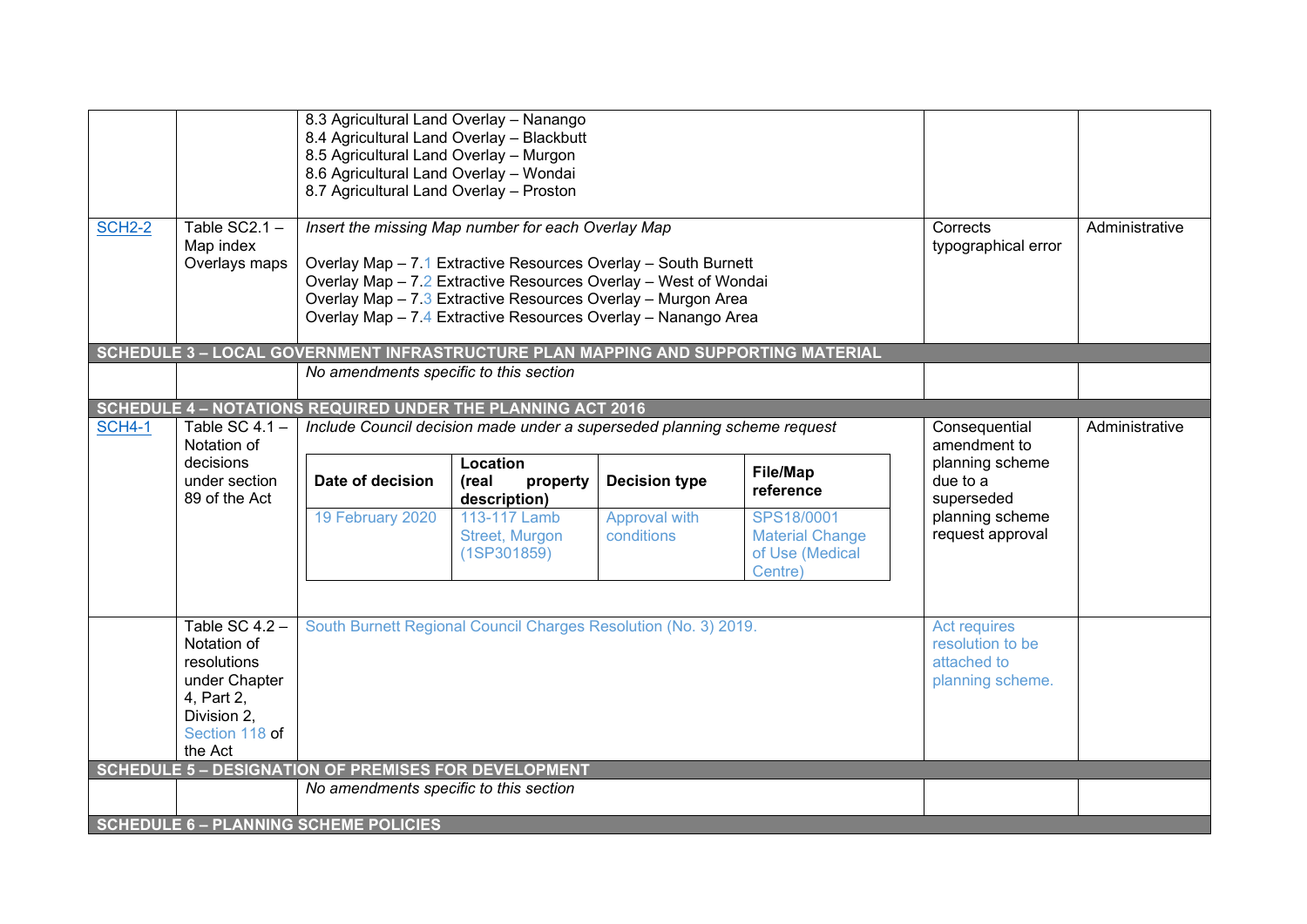| | | | | |
|---|---|---|---|---|
| | | 8.3 Agricultural Land Overlay – Nanango<br>8.4 Agricultural Land Overlay – Blackbutt<br>8.5 Agricultural Land Overlay – Murgon<br>8.6 Agricultural Land Overlay – Wondai<br>8.7 Agricultural Land Overlay – Proston | | |
| SCH2-2 | Table SC2.1 – Map index Overlays maps | *Insert the missing Map number for each Overlay Map*<br><br>Overlay Map – 7.1 Extractive Resources Overlay – South Burnett<br>Overlay Map – 7.2 Extractive Resources Overlay – West of Wondai<br>Overlay Map – 7.3 Extractive Resources Overlay – Murgon Area<br>Overlay Map – 7.4 Extractive Resources Overlay – Nanango Area | Corrects typographical error | Administrative |
| **SCHEDULE 3 – LOCAL GOVERNMENT INFRASTRUCTURE PLAN MAPPING AND SUPPORTING MATERIAL** | | | | |
| | | *No amendments specific to this section* | | |
| **SCHEDULE 4 – NOTATIONS REQUIRED UNDER THE PLANNING ACT 2016** | | | | |
| SCH4-1 | Table SC 4.1 – Notation of decisions under section 89 of the Act | *Include Council decision made under a superseded planning scheme request*<br><br>**Date of decision**: 19 February 2020<br>**Location (real property description)**: 113-117 Lamb Street, Murgon (1SP301859)<br>**Decision type**: Approval with conditions<br>**File/Map reference**: SPS18/0001 Material Change of Use (Medical Centre) | Consequential amendment to planning scheme due to a superseded planning scheme request approval | Administrative |
| | Table SC 4.2 – Notation of resolutions under Chapter 4, Part 2, Division 2, Section 118 of the Act | South Burnett Regional Council Charges Resolution (No. 3) 2019. | Act requires resolution to be attached to planning scheme. | |
| **SCHEDULE 5 – DESIGNATION OF PREMISES FOR DEVELOPMENT** | | | | |
| | | *No amendments specific to this section* | | |
| **SCHEDULE 6 – PLANNING SCHEME POLICIES** | | | | |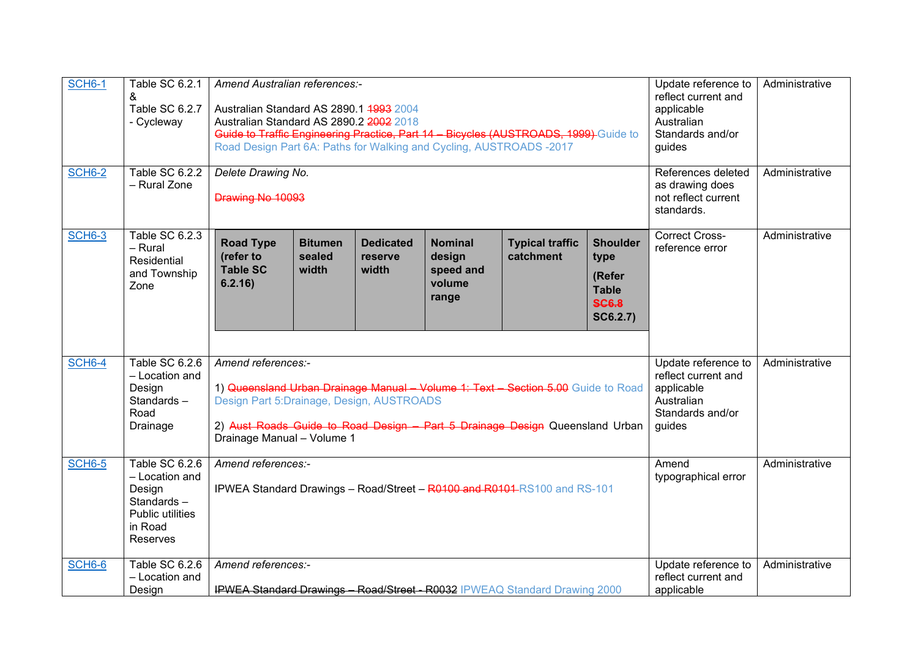| SCH6-1 | Table SC 6.2.1 & Table SC 6.2.7 - Cycleway | *Amend Australian references:-*<br><br>Australian Standard AS 2890.1 ~~1993~~ 2004<br>Australian Standard AS 2890.2 ~~2002~~ 2018<br>~~Guide to Traffic Engineering Practice, Part 14 – Bicycles (AUSTROADS, 1999)~~ Guide to Road Design Part 6A: Paths for Walking and Cycling, AUSTROADS -2017 | Update reference to reflect current and applicable Australian Standards and/or guides | Administrative |
|---|---|---|---|---|
| SCH6-2 | Table SC 6.2.2 – Rural Zone | *Delete Drawing No.*<br><br>~~Drawing No 10093~~ | References deleted as drawing does not reflect current standards. | Administrative |
| SCH6-3 | Table SC 6.2.3 – Rural Residential and Township Zone | **Road Type (refer to Table SC 6.2.16)** \| **Bitumen sealed width** \| **Dedicated reserve width** \| **Nominal design speed and volume range** \| **Typical traffic catchment** \| **Shoulder type (Refer Table ~~SC6.8~~ SC6.2.7)** | Correct Cross-reference error | Administrative |
| SCH6-4 | Table SC 6.2.6 – Location and Design Standards – Road Drainage | *Amend references:-*<br><br>1) ~~Queensland Urban Drainage Manual – Volume 1: Text – Section 5.00~~ Guide to Road Design Part 5:Drainage, Design, AUSTROADS<br><br>2) ~~Aust Roads Guide to Road Design – Part 5 Drainage Design~~ Queensland Urban Drainage Manual – Volume 1 | Update reference to reflect current and applicable Australian Standards and/or guides | Administrative |
| SCH6-5 | Table SC 6.2.6 – Location and Design Standards – Public utilities in Road Reserves | *Amend references:-*<br><br>IPWEA Standard Drawings – Road/Street – ~~R0100 and R0101~~ RS100 and RS-101 | Amend typographical error | Administrative |
| SCH6-6 | Table SC 6.2.6 – Location and Design | *Amend references:-*<br><br>~~IPWEA Standard Drawings – Road/Street - R0032~~ IPWEAQ Standard Drawing 2000 | Update reference to reflect current and applicable | Administrative |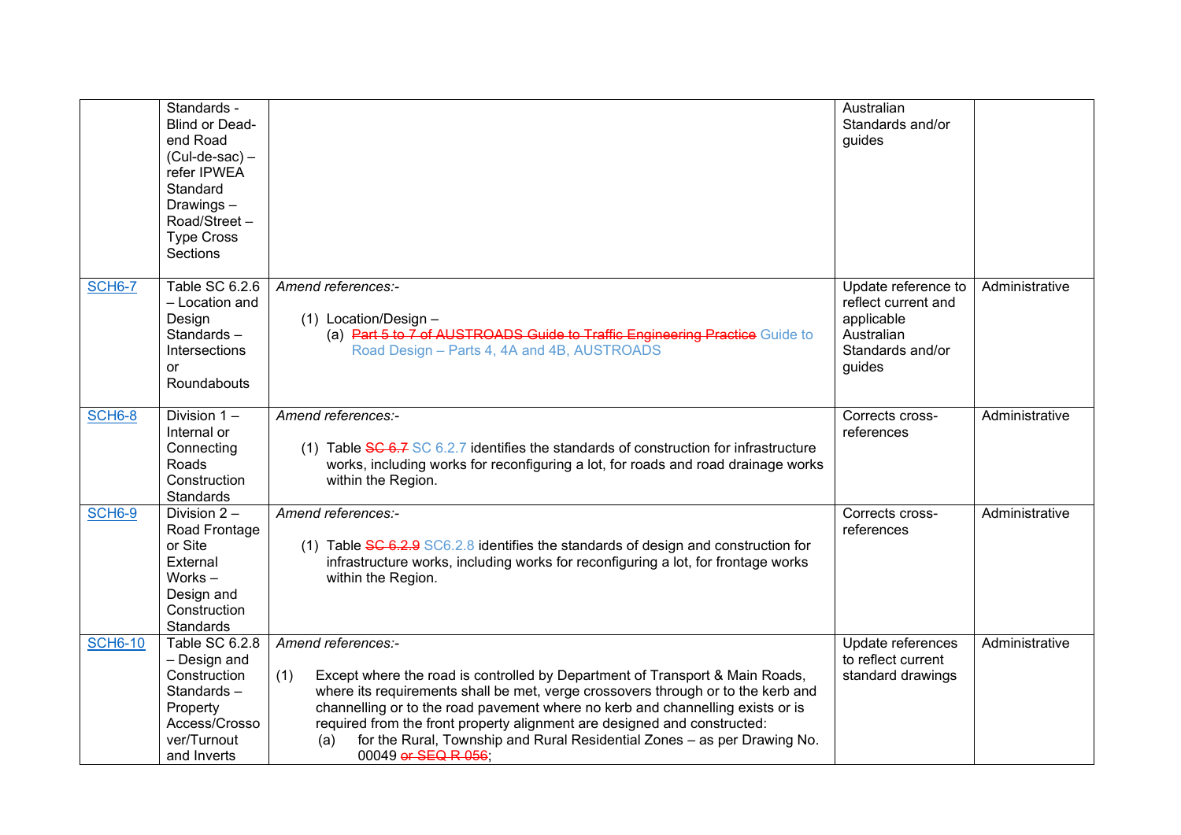| | | | | |
|---|---|---|---|---|
| | Standards - Blind or Dead-end Road (Cul-de-sac) – refer IPWEA Standard Drawings – Road/Street – Type Cross Sections | | Australian Standards and/or guides | |
| SCH6-7 | Table SC 6.2.6 – Location and Design Standards – Intersections or Roundabouts | *Amend references:-*<br><br>(1) Location/Design –<br>(a) ~~Part 5 to 7 of AUSTROADS Guide to Traffic Engineering Practice~~ Guide to Road Design – Parts 4, 4A and 4B, AUSTROADS | Update reference to reflect current and applicable Australian Standards and/or guides | Administrative |
| SCH6-8 | Division 1 – Internal or Connecting Roads Construction Standards | *Amend references:-*<br><br>(1) Table ~~SC 6.7~~ SC 6.2.7 identifies the standards of construction for infrastructure works, including works for reconfiguring a lot, for roads and road drainage works within the Region. | Corrects cross-references | Administrative |
| SCH6-9 | Division 2 – Road Frontage or Site External Works – Design and Construction Standards | *Amend references:-*<br><br>(1) Table ~~SC 6.2.9~~ SC6.2.8 identifies the standards of design and construction for infrastructure works, including works for reconfiguring a lot, for frontage works within the Region. | Corrects cross-references | Administrative |
| SCH6-10 | Table SC 6.2.8 – Design and Construction Standards – Property Access/Crossover/Turnout and Inverts | *Amend references:-*<br><br>(1) Except where the road is controlled by Department of Transport & Main Roads, where its requirements shall be met, verge crossovers through or to the kerb and channelling or to the road pavement where no kerb and channelling exists or is required from the front property alignment are designed and constructed:<br>(a) for the Rural, Township and Rural Residential Zones – as per Drawing No. 00049 ~~or SEQ R-056~~; | Update references to reflect current standard drawings | Administrative |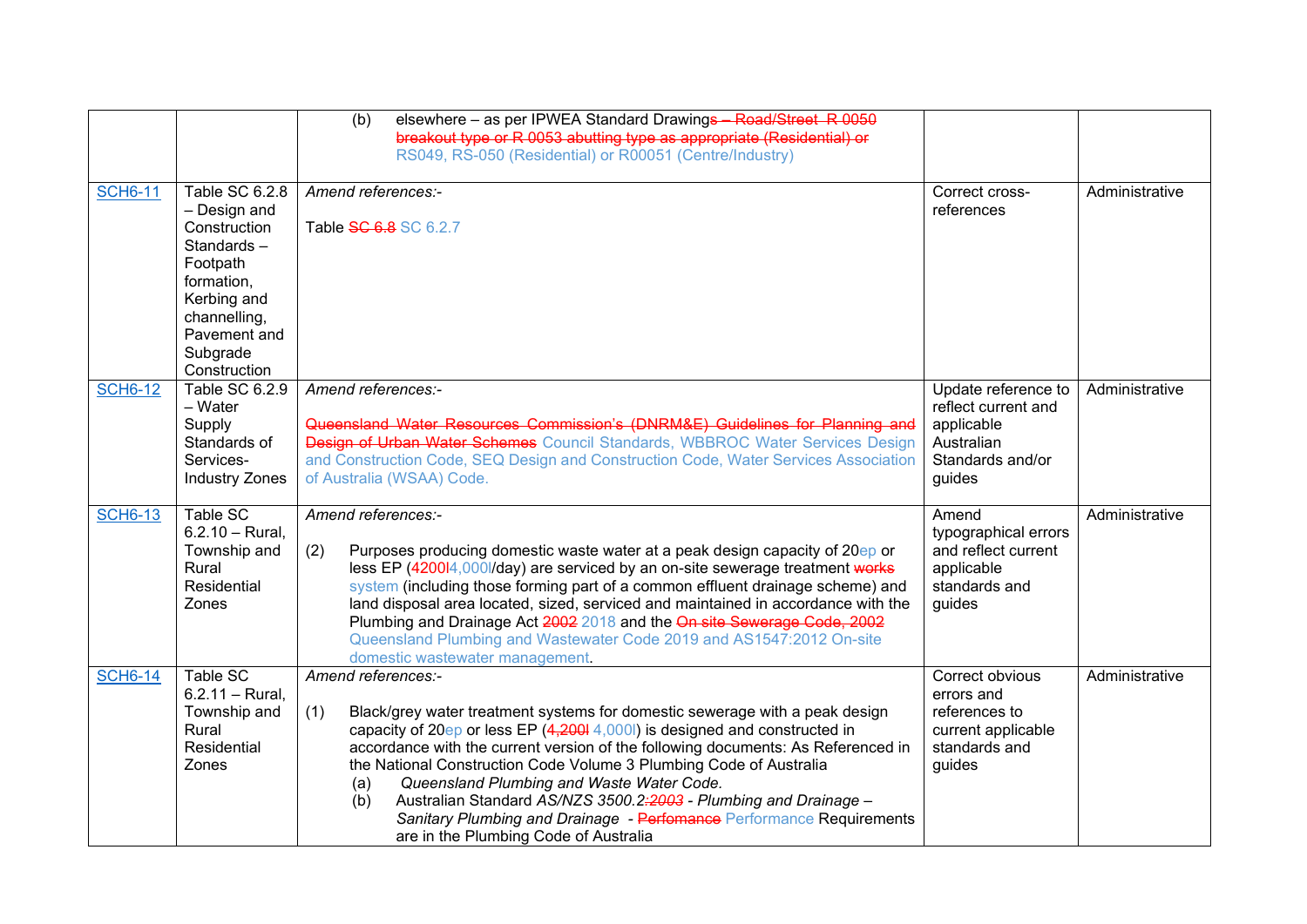| | | (b) elsewhere – as per IPWEA Standard Drawing~~s – Road/Street R 0050 breakout type or R 0053 abutting type as appropriate (Residential) or~~ RS049, RS-050 (Residential) or R00051 (Centre/Industry) | | |
|---|---|---|---|---|
| SCH6-11 | Table SC 6.2.8 – Design and Construction Standards – Footpath formation, Kerbing and channelling, Pavement and Subgrade Construction | *Amend references:-*<br><br>Table ~~SC 6.8~~ SC 6.2.7 | Correct cross-references | Administrative |
| SCH6-12 | Table SC 6.2.9 – Water Supply Standards of Services-Industry Zones | *Amend references:-*<br><br>~~Queensland Water Resources Commission's (DNRM&E) Guidelines for Planning and Design of Urban Water Schemes~~ Council Standards, WBBROC Water Services Design and Construction Code, SEQ Design and Construction Code, Water Services Association of Australia (WSAA) Code. | Update reference to reflect current and applicable Australian Standards and/or guides | Administrative |
| SCH6-13 | Table SC 6.2.10 – Rural, Township and Rural Residential Zones | *Amend references:-*<br><br>(2) Purposes producing domestic waste water at a peak design capacity of 20ep or less EP (~~4200l~~4,000l/day) are serviced by an on-site sewerage treatment ~~works~~ system (including those forming part of a common effluent drainage scheme) and land disposal area located, sized, serviced and maintained in accordance with the Plumbing and Drainage Act ~~2002~~ 2018 and the ~~On site Sewerage Code, 2002~~ Queensland Plumbing and Wastewater Code 2019 and AS1547:2012 On-site domestic wastewater management. | Amend typographical errors and reflect current applicable standards and guides | Administrative |
| SCH6-14 | Table SC 6.2.11 – Rural, Township and Rural Residential Zones | *Amend references:-*<br><br>(1) Black/grey water treatment systems for domestic sewerage with a peak design capacity of 20ep or less EP (~~4,200l~~ 4,000l) is designed and constructed in accordance with the current version of the following documents: As Referenced in the National Construction Code Volume 3 Plumbing Code of Australia<br>(a) *Queensland Plumbing and Waste Water Code.*<br>(b) Australian Standard *AS/NZS 3500.2~~:2003~~ - Plumbing and Drainage – Sanitary Plumbing and Drainage* - ~~Perfomance~~ Performance Requirements are in the Plumbing Code of Australia | Correct obvious errors and references to current applicable standards and guides | Administrative |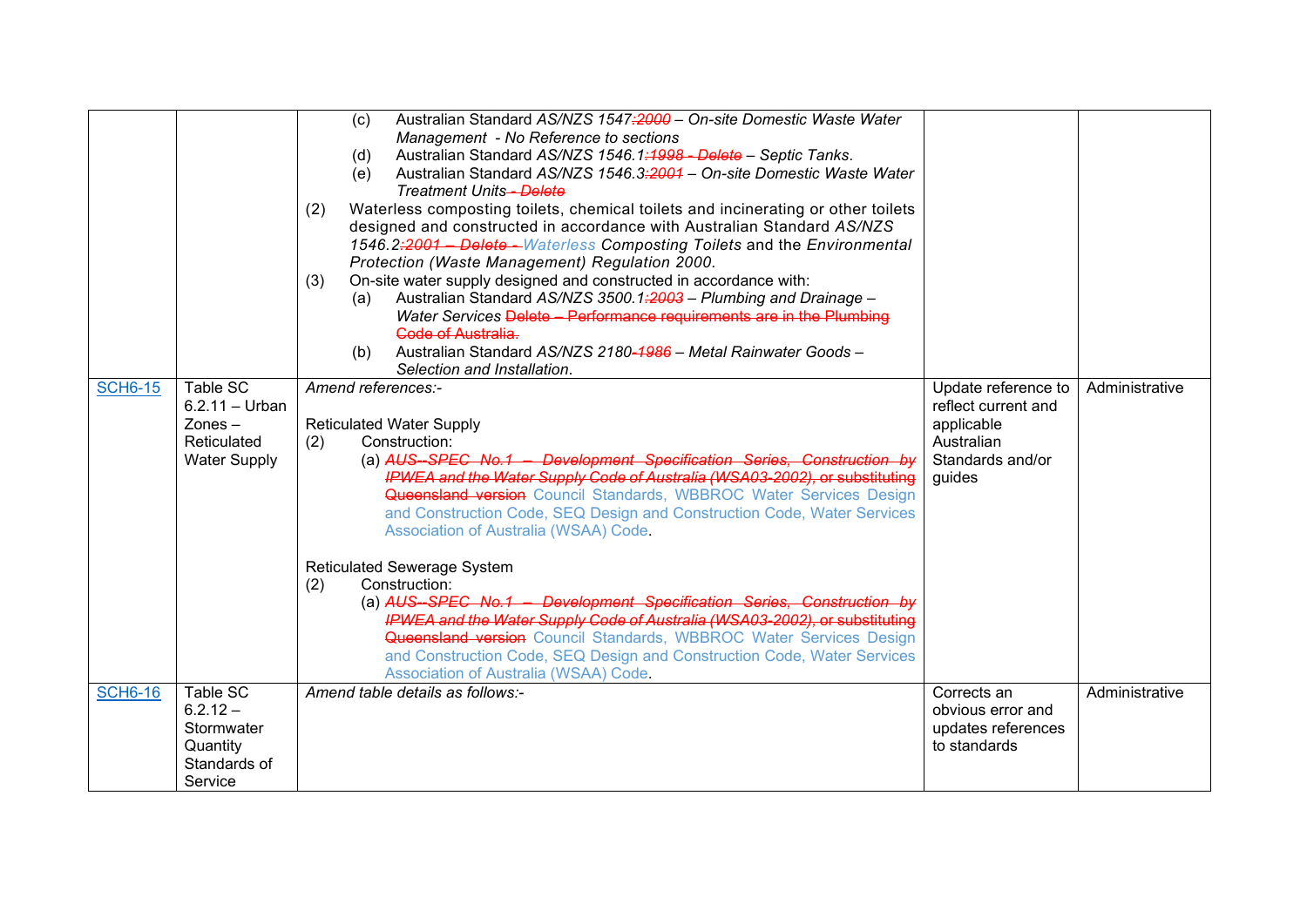| | | | | |
|---|---|---|---|---|
| | | (c) Australian Standard *AS/NZS 1547~~:2000~~ – On-site Domestic Waste Water Management - No Reference to sections*<br>(d) Australian Standard *AS/NZS 1546.1~~:1998 - Delete~~ – Septic Tanks*.<br>(e) Australian Standard *AS/NZS 1546.3~~:2001~~ – On-site Domestic Waste Water Treatment Units~~ - Delete~~*<br>(2) Waterless composting toilets, chemical toilets and incinerating or other toilets designed and constructed in accordance with Australian Standard *AS/NZS 1546.2~~:2001 – Delete -~~ Waterless Composting Toilets* and the *Environmental Protection (Waste Management) Regulation 2000*.<br>(3) On-site water supply designed and constructed in accordance with:<br>(a) Australian Standard *AS/NZS 3500.1~~:2003~~ – Plumbing and Drainage – Water Services* ~~Delete – Performance requirements are in the Plumbing Code of Australia.~~<br>(b) Australian Standard *AS/NZS 2180~~-1986~~ – Metal Rainwater Goods – Selection and Installation*. | | |
| SCH6-15 | Table SC 6.2.11 – Urban Zones – Reticulated Water Supply | *Amend references:-*<br><br>Reticulated Water Supply<br>(2) Construction:<br>(a) ~~*AUS-SPEC No.1 – Development Specification Series, Construction by IPWEA and the Water Supply Code of Australia (WSA03-2002)*, or substituting Queensland version~~ Council Standards, WBBROC Water Services Design and Construction Code, SEQ Design and Construction Code, Water Services Association of Australia (WSAA) Code.<br><br>Reticulated Sewerage System<br>(2) Construction:<br>(a) ~~*AUS-SPEC No.1 – Development Specification Series, Construction by IPWEA and the Water Supply Code of Australia (WSA03-2002)*, or substituting Queensland version~~ Council Standards, WBBROC Water Services Design and Construction Code, SEQ Design and Construction Code, Water Services Association of Australia (WSAA) Code. | Update reference to reflect current and applicable Australian Standards and/or guides | Administrative |
| SCH6-16 | Table SC 6.2.12 – Stormwater Quantity Standards of Service | *Amend table details as follows:-* | Corrects an obvious error and updates references to standards | Administrative |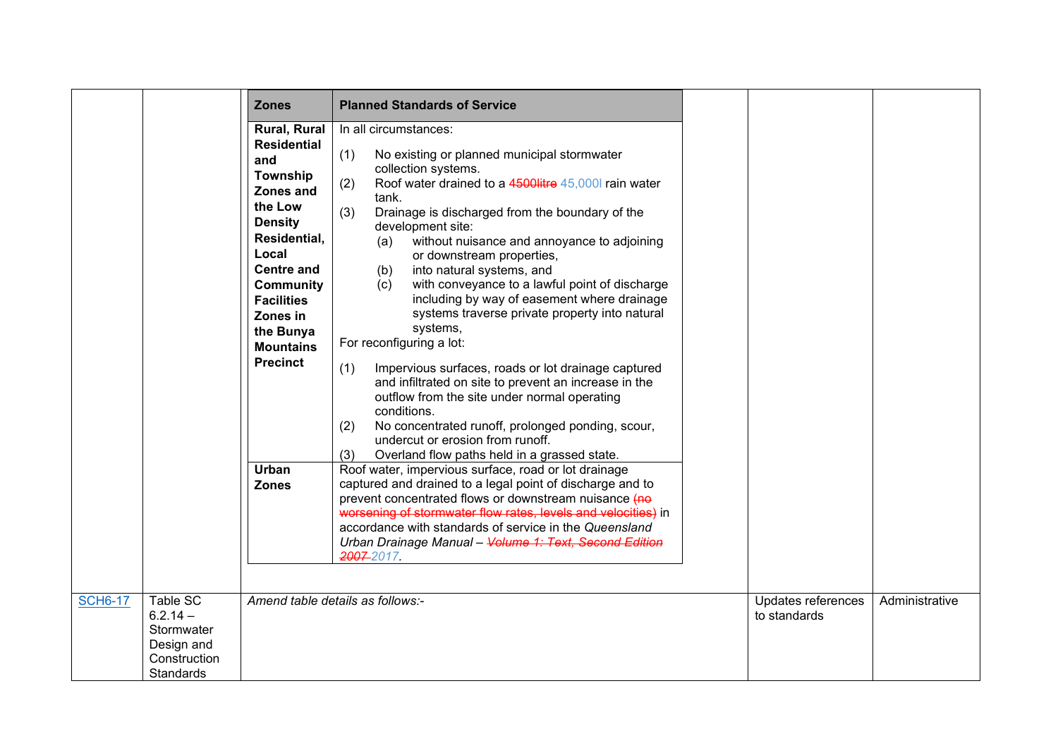| | | | | |
|---|---|---|---|---|
| | | **Zones** / **Planned Standards of Service**<br><br>**Rural, Rural Residential and Township Zones and the Low Density Residential, Local Centre and Community Facilities Zones in the Bunya Mountains Precinct**: In all circumstances: (1) No existing or planned municipal stormwater collection systems. (2) Roof water drained to a ~~4500litre~~ 45,000l rain water tank. (3) Drainage is discharged from the boundary of the development site: (a) without nuisance and annoyance to adjoining or downstream properties, (b) into natural systems, and (c) with conveyance to a lawful point of discharge including by way of easement where drainage systems traverse private property into natural systems, For reconfiguring a lot: (1) Impervious surfaces, roads or lot drainage captured and infiltrated on site to prevent an increase in the outflow from the site under normal operating conditions. (2) No concentrated runoff, prolonged ponding, scour, undercut or erosion from runoff. (3) Overland flow paths held in a grassed state.<br><br>**Urban Zones**: Roof water, impervious surface, road or lot drainage captured and drained to a legal point of discharge and to prevent concentrated flows or downstream nuisance ~~(no worsening of stormwater flow rates, levels and velocities)~~ in accordance with standards of service in the *Queensland Urban Drainage Manual* – ~~*Volume 1: Text, Second Edition 2007*~~ *2017*. | | |
| SCH6-17 | Table SC 6.2.14 – Stormwater Design and Construction Standards | *Amend table details as follows:-* | Updates references to standards | Administrative |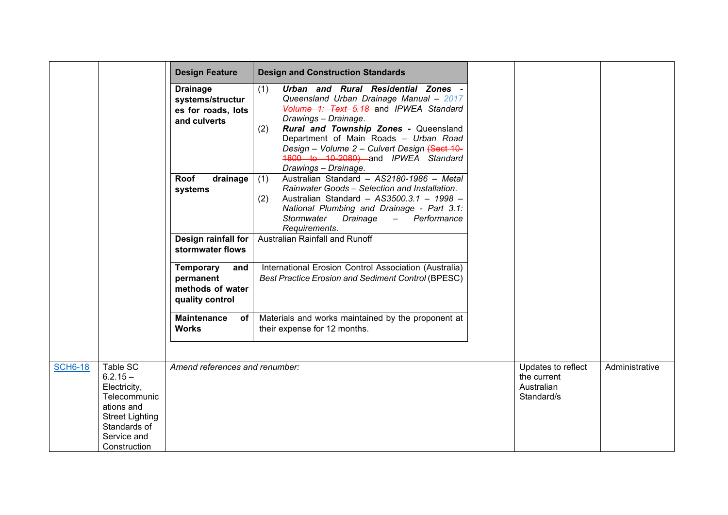| | | | | |
|---|---|---|---|---|
| | | **Design Feature** / **Design and Construction Standards**<br>**Drainage systems/structures for roads, lots and culverts**: (1) ***Urban and Rural Residential Zones*** *- Queensland Urban Drainage Manual – 2017* ~~*Volume 1: Text 5.18*~~ and *IPWEA Standard Drawings – Drainage*. (2) ***Rural and Township Zones*** **-** Queensland Department of Main Roads – *Urban Road Design – Volume 2 – Culvert Design* ~~(Sect 10-1800 to 10-2080)~~ and *IPWEA Standard Drawings – Drainage*.<br>**Roof drainage systems**: (1) Australian Standard – *AS2180-1986 – Metal Rainwater Goods – Selection and Installation*. (2) Australian Standard – *AS3500.3.1 – 1998 – National Plumbing and Drainage - Part 3.1: Stormwater Drainage – Performance Requirements*.<br>**Design rainfall for stormwater flows**: Australian Rainfall and Runoff<br>**Temporary and permanent methods of water quality control**: International Erosion Control Association (Australia) *Best Practice Erosion and Sediment Control* (BPESC)<br>**Maintenance of Works**: Materials and works maintained by the proponent at their expense for 12 months. | | |
| SCH6-18 | Table SC 6.2.15 – Electricity, Telecommunications and Street Lighting Standards of Service and Construction | *Amend references and renumber:* | Updates to reflect the current Australian Standard/s | Administrative |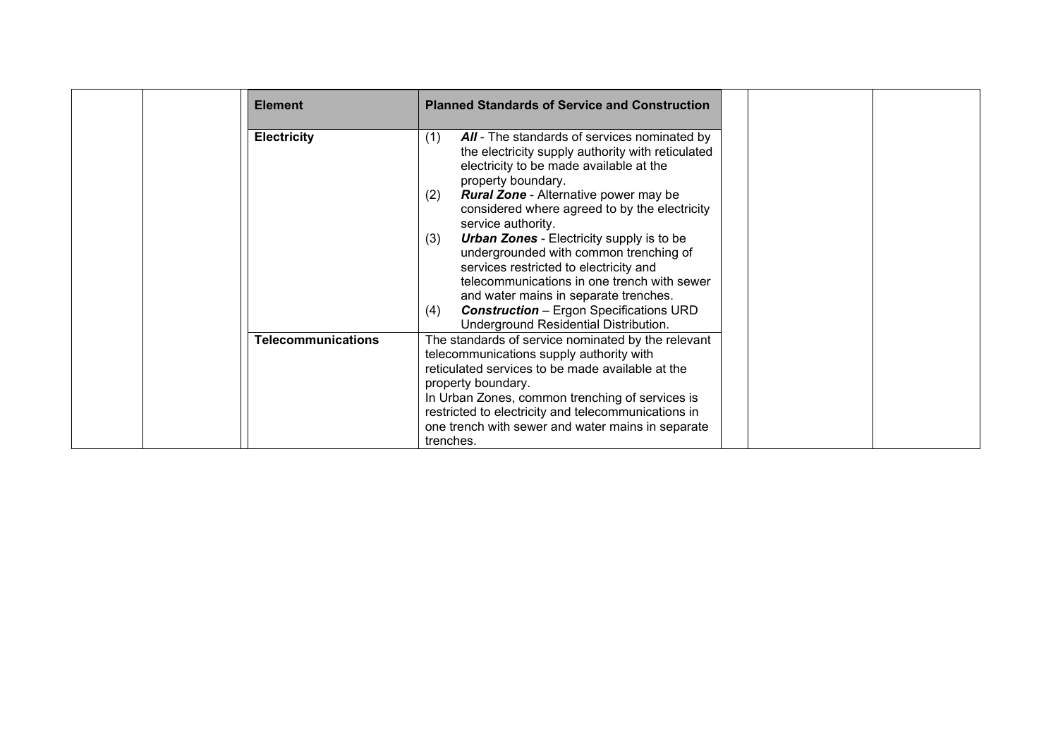| Element | Planned Standards of Service and Construction |
| --- | --- |
| **Electricity** | (1) ***All*** - The standards of services nominated by the electricity supply authority with reticulated electricity to be made available at the property boundary.<br>(2) ***Rural Zone*** - Alternative power may be considered where agreed to by the electricity service authority.<br>(3) ***Urban Zones*** - Electricity supply is to be undergrounded with common trenching of services restricted to electricity and telecommunications in one trench with sewer and water mains in separate trenches.<br>(4) ***Construction*** – Ergon Specifications URD Underground Residential Distribution. |
| **Telecommunications** | The standards of service nominated by the relevant telecommunications supply authority with reticulated services to be made available at the property boundary.<br>In Urban Zones, common trenching of services is restricted to electricity and telecommunications in one trench with sewer and water mains in separate trenches. |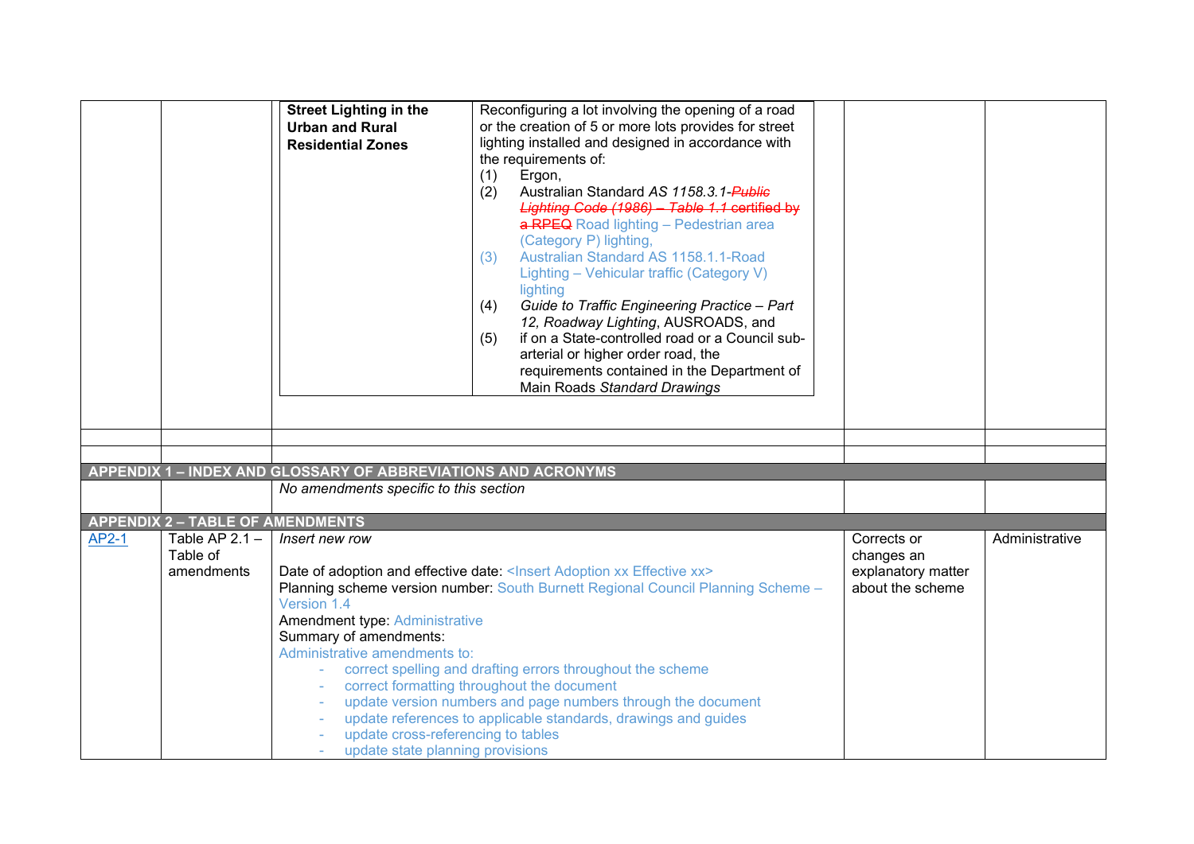| | | | | |
|---|---|---|---|---|
| | | **Street Lighting in the Urban and Rural Residential Zones** — Reconfiguring a lot involving the opening of a road or the creation of 5 or more lots provides for street lighting installed and designed in accordance with the requirements of: (1) Ergon, (2) Australian Standard *AS 1158.3.1-~~Public Lighting Code (1986) – Table 1.1~~* ~~certified by a RPEQ~~ Road lighting – Pedestrian area (Category P) lighting, (3) Australian Standard AS 1158.1.1-Road Lighting – Vehicular traffic (Category V) lighting (4) *Guide to Traffic Engineering Practice – Part 12, Roadway Lighting*, AUSROADS, and (5) if on a State-controlled road or a Council sub-arterial or higher order road, the requirements contained in the Department of Main Roads *Standard Drawings* | | |
| | | | | |
| | | | | |
| **APPENDIX 1 – INDEX AND GLOSSARY OF ABBREVIATIONS AND ACRONYMS** | | | | |
| | | *No amendments specific to this section* | | |
| **APPENDIX 2 – TABLE OF AMENDMENTS** | | | | |
| AP2-1 | Table AP 2.1 – Table of amendments | *Insert new row*<br><br>Date of adoption and effective date: <Insert Adoption xx Effective xx><br>Planning scheme version number: South Burnett Regional Council Planning Scheme – Version 1.4<br>Amendment type: Administrative<br>Summary of amendments:<br>Administrative amendments to:<br>- correct spelling and drafting errors throughout the scheme<br>- correct formatting throughout the document<br>- update version numbers and page numbers through the document<br>- update references to applicable standards, drawings and guides<br>- update cross-referencing to tables<br>- update state planning provisions | Corrects or changes an explanatory matter about the scheme | Administrative |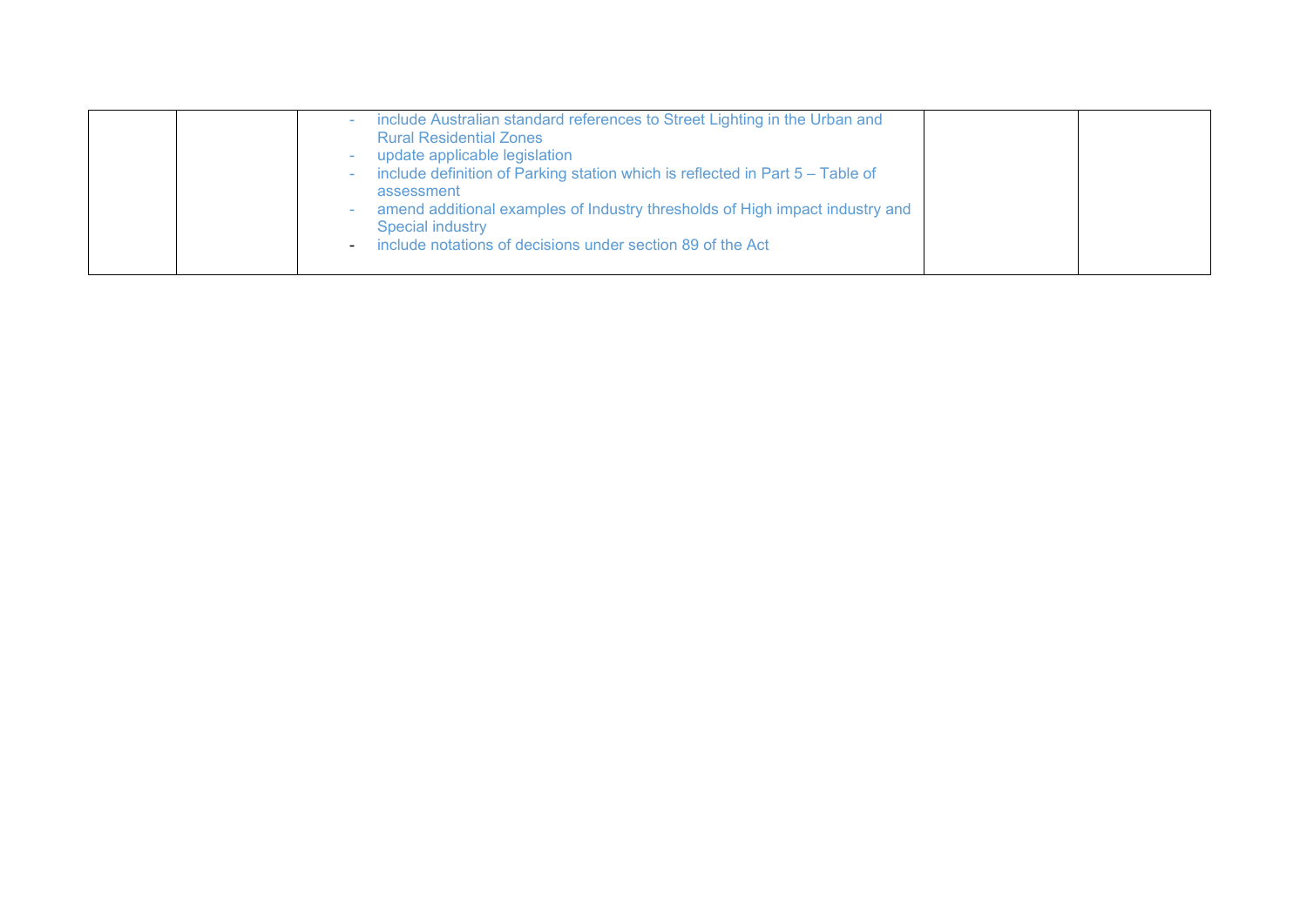| | | | | |
|---|---|---|---|---|
| | | - include Australian standard references to Street Lighting in the Urban and Rural Residential Zones<br>- update applicable legislation<br>- include definition of Parking station which is reflected in Part 5 – Table of assessment<br>- amend additional examples of Industry thresholds of High impact industry and Special industry<br>- include notations of decisions under section 89 of the Act | | |